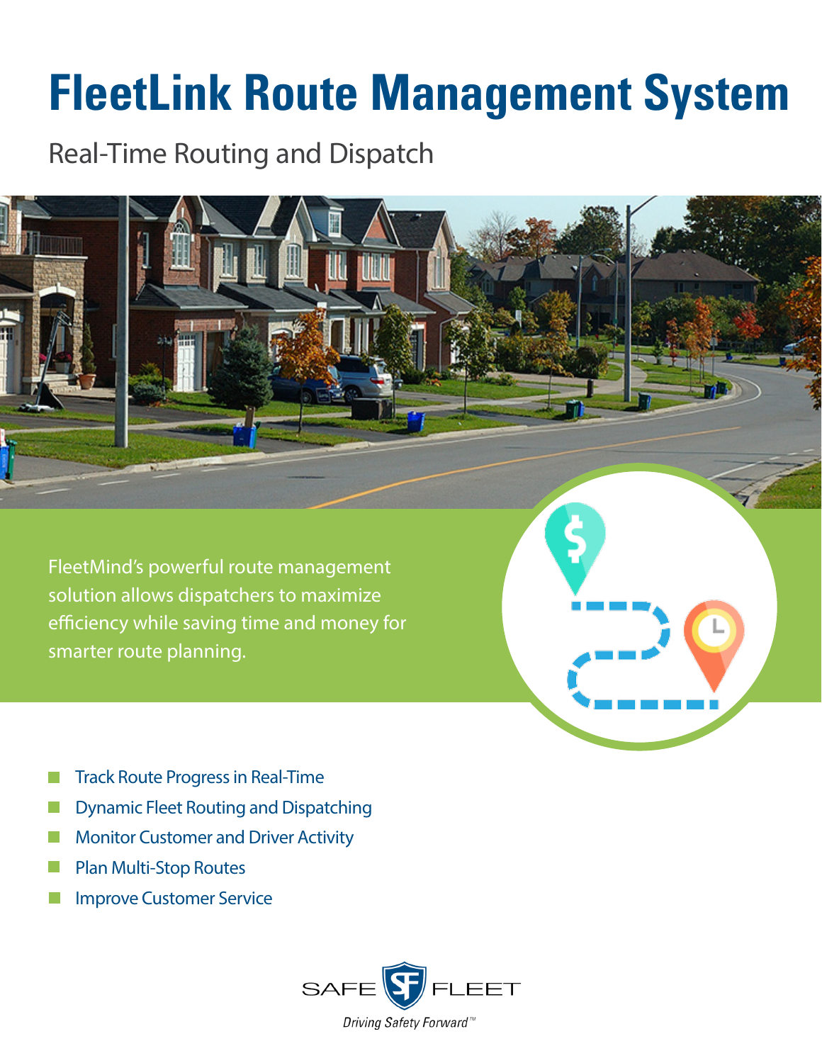# FleetLink Route Management System

## Real-Time Routing and Dispatch

FleetMind's powerful route management solution allows dispatchers to maximize efficiency while saving time and money for smarter route planning.

- Track Route Progress in Real-Time
- Dynamic Fleet Routing and Dispatching
- Monitor Customer and Driver Activity
- Plan Multi-Stop Routes
- Improve Customer Service

SAFE FLEET

*Driving Safety Forward™*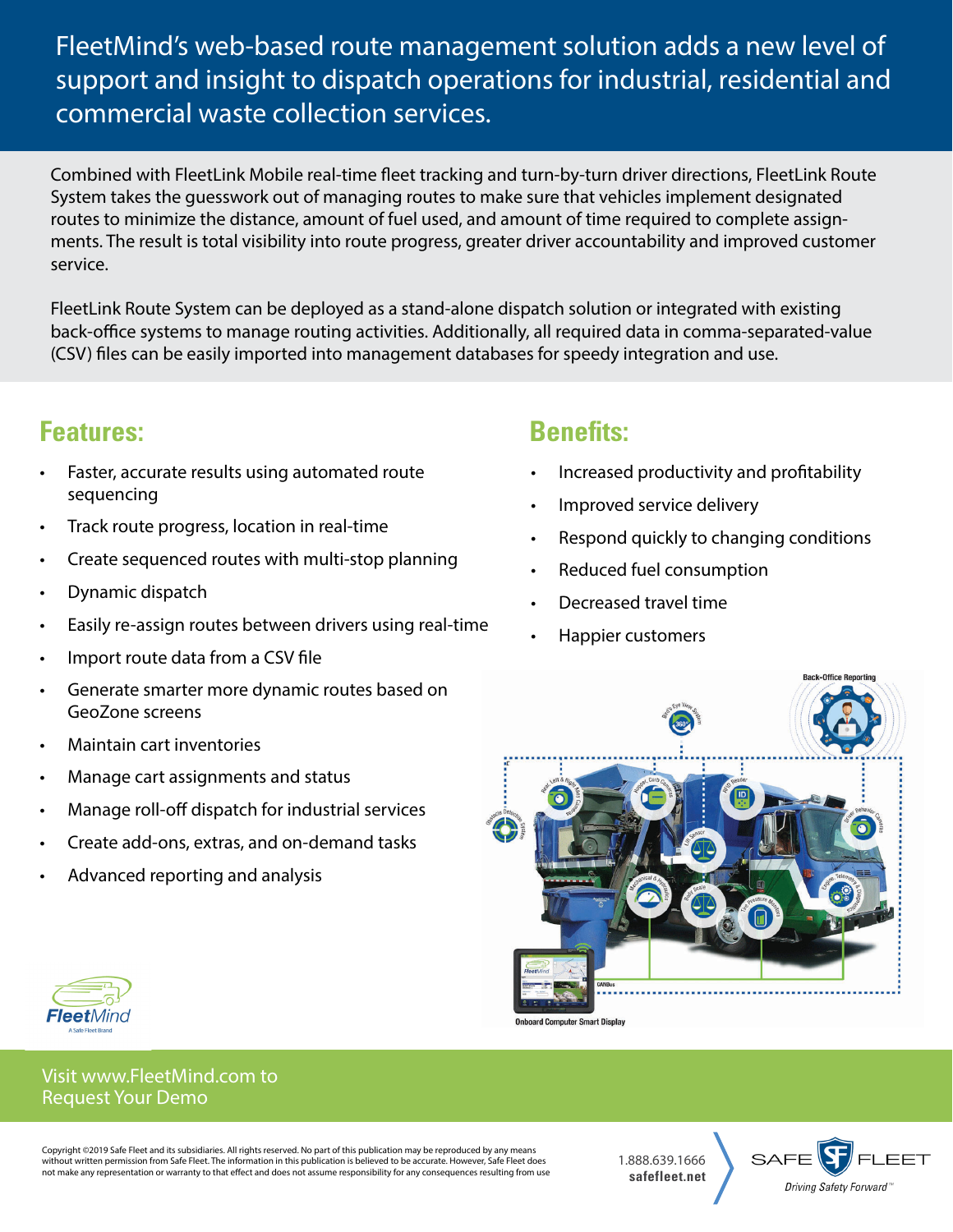FleetMind's web-based route management solution adds a new level of support and insight to dispatch operations for industrial, residential and commercial waste collection services.

Combined with FleetLink Mobile real-time fleet tracking and turn-by-turn driver directions, FleetLink Route System takes the guesswork out of managing routes to make sure that vehicles implement designated routes to minimize the distance, amount of fuel used, and amount of time required to complete assignments. The result is total visibility into route progress, greater driver accountability and improved customer service.

FleetLink Route System can be deployed as a stand-alone dispatch solution or integrated with existing back-office systems to manage routing activities. Additionally, all required data in comma-separated-value (CSV) files can be easily imported into management databases for speedy integration and use.

## Features:

- Faster, accurate results using automated route sequencing
- Track route progress, location in real-time
- Create sequenced routes with multi-stop planning
- Dynamic dispatch
- Easily re-assign routes between drivers using real-time
- Import route data from a CSV file
- Generate smarter more dynamic routes based on GeoZone screens
- Maintain cart inventories
- Manage cart assignments and status
- Manage roll-off dispatch for industrial services
- Create add-ons, extras, and on-demand tasks
- Advanced reporting and analysis

## Benefits:

- Increased productivity and profitability
- Improved service delivery
- Respond quickly to changing conditions
- Reduced fuel consumption
- Decreased travel time
- Happier customers

Back-Office Reporting

Bird's Eye View System

Obstacle Detection System

Rear, Left & Right Mirror Cameras

Hopper, Curb Cameras

RFID Reader

Driver Behavior Cameras

Lift Sensor

Mechanical & Hydraulics

Body Scale

Tire Pressure Monitoring

Engine, Telemetry & Diagnostics

CANBus

Onboard Computer Smart Display

FleetMind
A Safe Fleet Brand

Visit www.FleetMind.com to
Request Your Demo

Copyright ©2019 Safe Fleet and its subsidiaries. All rights reserved. No part of this publication may be reproduced by any means without written permission from Safe Fleet. The information in this publication is believed to be accurate. However, Safe Fleet does not make any representation or warranty to that effect and does not assume responsibility for any consequences resulting from use

1.888.639.1666
safefleet.net

SAFE FLEET
Driving Safety Forward™